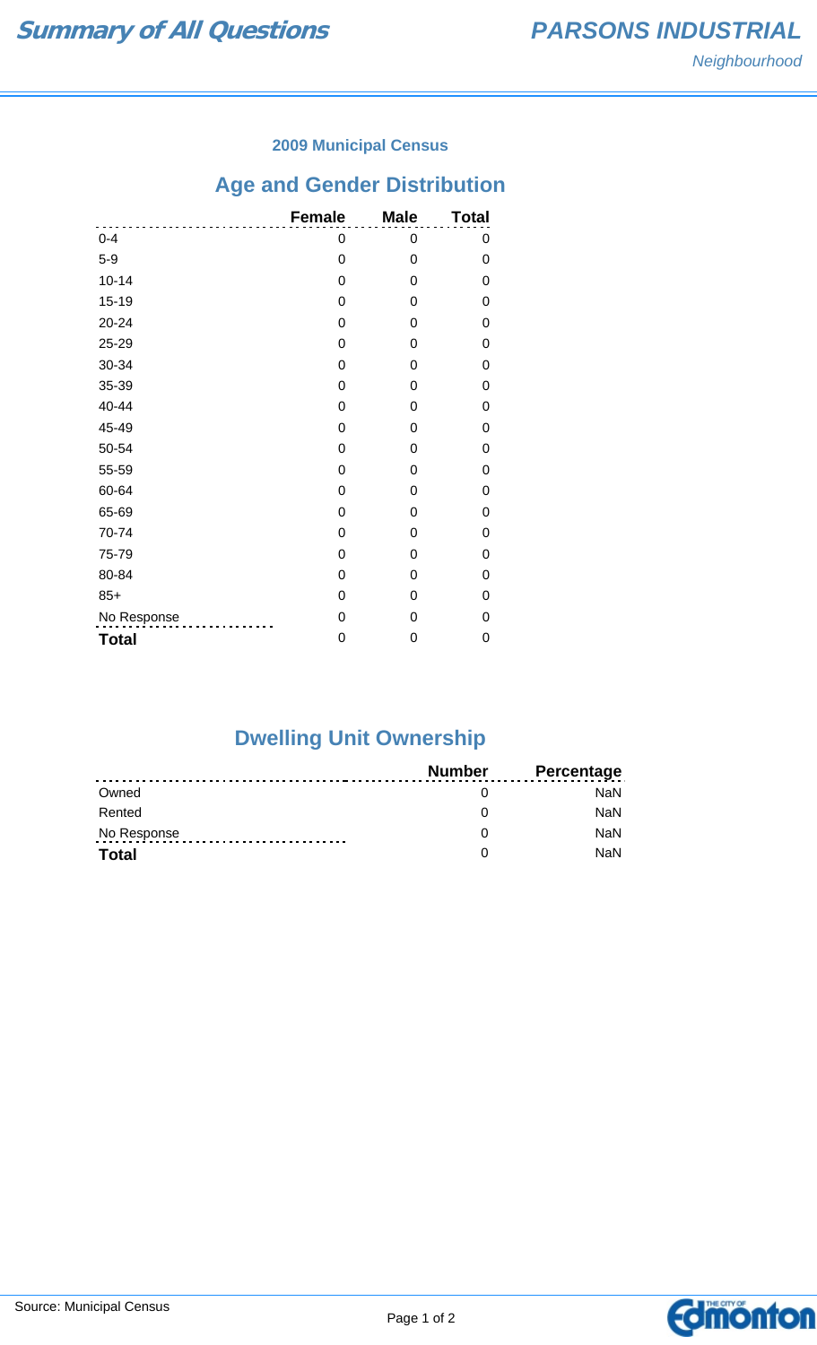# Summary of All Questions

## PARSONS INDUSTRIAL

*Neighbourhood*

### 2009 Municipal Census

## Age and Gender Distribution

| | Female | Male | Total |
|---|---|---|---|
| 0-4 | 0 | 0 | 0 |
| 5-9 | 0 | 0 | 0 |
| 10-14 | 0 | 0 | 0 |
| 15-19 | 0 | 0 | 0 |
| 20-24 | 0 | 0 | 0 |
| 25-29 | 0 | 0 | 0 |
| 30-34 | 0 | 0 | 0 |
| 35-39 | 0 | 0 | 0 |
| 40-44 | 0 | 0 | 0 |
| 45-49 | 0 | 0 | 0 |
| 50-54 | 0 | 0 | 0 |
| 55-59 | 0 | 0 | 0 |
| 60-64 | 0 | 0 | 0 |
| 65-69 | 0 | 0 | 0 |
| 70-74 | 0 | 0 | 0 |
| 75-79 | 0 | 0 | 0 |
| 80-84 | 0 | 0 | 0 |
| 85+ | 0 | 0 | 0 |
| No Response | 0 | 0 | 0 |
| **Total** | 0 | 0 | 0 |

## Dwelling Unit Ownership

| | Number | Percentage |
|---|---|---|
| Owned | 0 | NaN |
| Rented | 0 | NaN |
| No Response | 0 | NaN |
| **Total** | 0 | NaN |

Source: Municipal Census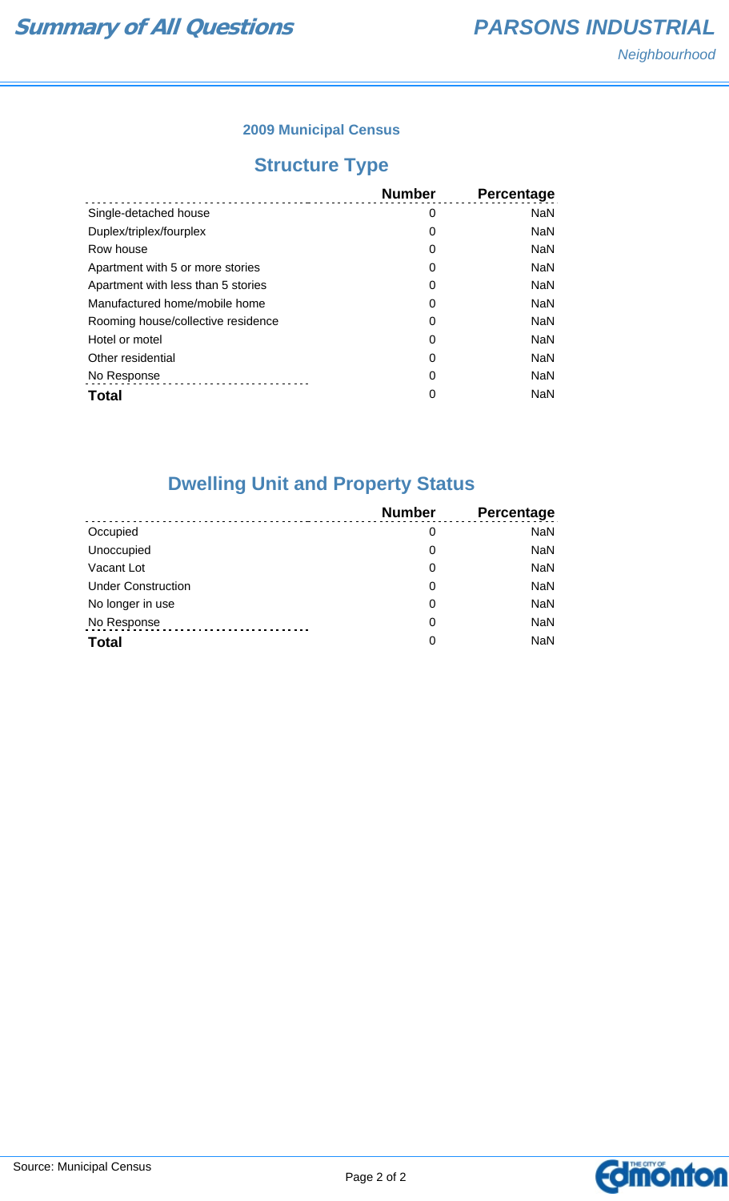### 2009 Municipal Census

## Structure Type

| | Number | Percentage |
|---|---|---|
| Single-detached house | 0 | NaN |
| Duplex/triplex/fourplex | 0 | NaN |
| Row house | 0 | NaN |
| Apartment with 5 or more stories | 0 | NaN |
| Apartment with less than 5 stories | 0 | NaN |
| Manufactured home/mobile home | 0 | NaN |
| Rooming house/collective residence | 0 | NaN |
| Hotel or motel | 0 | NaN |
| Other residential | 0 | NaN |
| No Response | 0 | NaN |
| **Total** | 0 | NaN |

## Dwelling Unit and Property Status

| | Number | Percentage |
|---|---|---|
| Occupied | 0 | NaN |
| Unoccupied | 0 | NaN |
| Vacant Lot | 0 | NaN |
| Under Construction | 0 | NaN |
| No longer in use | 0 | NaN |
| No Response | 0 | NaN |
| **Total** | 0 | NaN |

Source: Municipal Census